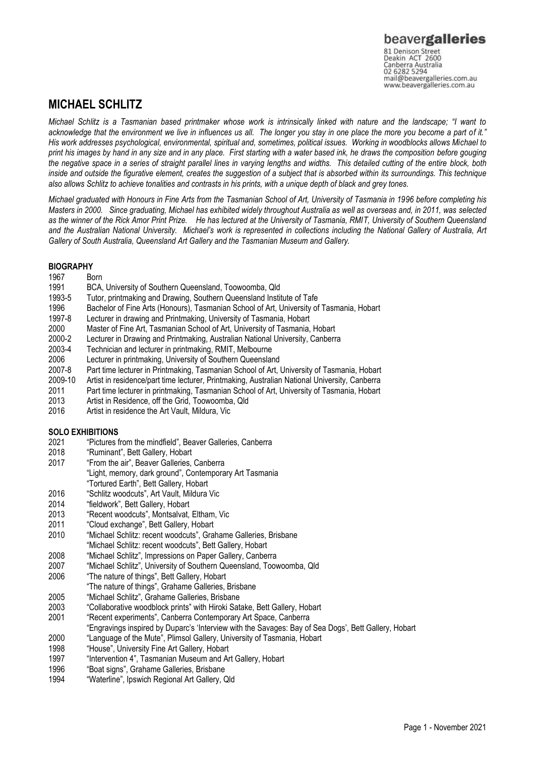beavergalleries
81 Denison Street
Deakin ACT 2600
Canberra Australia
02 6282 5294
mail@beavergalleries.com.au
www.beavergalleries.com.au

# MICHAEL SCHLITZ

*Michael Schlitz is a Tasmanian based printmaker whose work is intrinsically linked with nature and the landscape; "I want to acknowledge that the environment we live in influences us all. The longer you stay in one place the more you become a part of it." His work addresses psychological, environmental, spiritual and, sometimes, political issues. Working in woodblocks allows Michael to print his images by hand in any size and in any place. First starting with a water based ink, he draws the composition before gouging the negative space in a series of straight parallel lines in varying lengths and widths. This detailed cutting of the entire block, both inside and outside the figurative element, creates the suggestion of a subject that is absorbed within its surroundings. This technique also allows Schlitz to achieve tonalities and contrasts in his prints, with a unique depth of black and grey tones.*

*Michael graduated with Honours in Fine Arts from the Tasmanian School of Art, University of Tasmania in 1996 before completing his Masters in 2000. Since graduating, Michael has exhibited widely throughout Australia as well as overseas and, in 2011, was selected as the winner of the Rick Amor Print Prize. He has lectured at the University of Tasmania, RMIT, University of Southern Queensland and the Australian National University. Michael's work is represented in collections including the National Gallery of Australia, Art Gallery of South Australia, Queensland Art Gallery and the Tasmanian Museum and Gallery.*

## BIOGRAPHY

1967 Born
1991 BCA, University of Southern Queensland, Toowoomba, Qld
1993-5 Tutor, printmaking and Drawing, Southern Queensland Institute of Tafe
1996 Bachelor of Fine Arts (Honours), Tasmanian School of Art, University of Tasmania, Hobart
1997-8 Lecturer in drawing and Printmaking, University of Tasmania, Hobart
2000 Master of Fine Art, Tasmanian School of Art, University of Tasmania, Hobart
2000-2 Lecturer in Drawing and Printmaking, Australian National University, Canberra
2003-4 Technician and lecturer in printmaking, RMIT, Melbourne
2006 Lecturer in printmaking, University of Southern Queensland
2007-8 Part time lecturer in Printmaking, Tasmanian School of Art, University of Tasmania, Hobart
2009-10 Artist in residence/part time lecturer, Printmaking, Australian National University, Canberra
2011 Part time lecturer in printmaking, Tasmanian School of Art, University of Tasmania, Hobart
2013 Artist in Residence, off the Grid, Toowoomba, Qld
2016 Artist in residence the Art Vault, Mildura, Vic

## SOLO EXHIBITIONS

2021 "Pictures from the mindfield", Beaver Galleries, Canberra
2018 "Ruminant", Bett Gallery, Hobart
2017 "From the air", Beaver Galleries, Canberra
"Light, memory, dark ground", Contemporary Art Tasmania
"Tortured Earth", Bett Gallery, Hobart
2016 "Schlitz woodcuts", Art Vault, Mildura Vic
2014 "fieldwork", Bett Gallery, Hobart
2013 "Recent woodcuts", Montsalvat, Eltham, Vic
2011 "Cloud exchange", Bett Gallery, Hobart
2010 "Michael Schlitz: recent woodcuts", Grahame Galleries, Brisbane
"Michael Schlitz: recent woodcuts", Bett Gallery, Hobart
2008 "Michael Schlitz", Impressions on Paper Gallery, Canberra
2007 "Michael Schlitz", University of Southern Queensland, Toowoomba, Qld
2006 "The nature of things", Bett Gallery, Hobart
"The nature of things", Grahame Galleries, Brisbane
2005 "Michael Schlitz", Grahame Galleries, Brisbane
2003 "Collaborative woodblock prints" with Hiroki Satake, Bett Gallery, Hobart
2001 "Recent experiments", Canberra Contemporary Art Space, Canberra
"Engravings inspired by Duparc's 'Interview with the Savages: Bay of Sea Dogs', Bett Gallery, Hobart
2000 "Language of the Mute", Plimsol Gallery, University of Tasmania, Hobart
1998 "House", University Fine Art Gallery, Hobart
1997 "Intervention 4", Tasmanian Museum and Art Gallery, Hobart
1996 "Boat signs", Grahame Galleries, Brisbane
1994 "Waterline", Ipswich Regional Art Gallery, Qld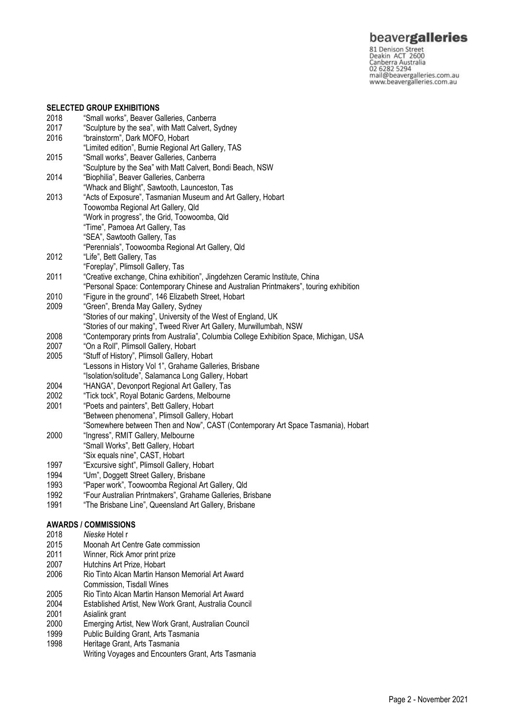## SELECTED GROUP EXHIBITIONS

2018 "Small works", Beaver Galleries, Canberra
2017 "Sculpture by the sea", with Matt Calvert, Sydney
2016 "brainstorm", Dark MOFO, Hobart
"Limited edition", Burnie Regional Art Gallery, TAS
2015 "Small works", Beaver Galleries, Canberra
"Sculpture by the Sea" with Matt Calvert, Bondi Beach, NSW
2014 "Biophilia", Beaver Galleries, Canberra
"Whack and Blight", Sawtooth, Launceston, Tas
2013 "Acts of Exposure", Tasmanian Museum and Art Gallery, Hobart
Toowomba Regional Art Gallery, Qld
"Work in progress", the Grid, Toowoomba, Qld
"Time", Pamoea Art Gallery, Tas
"SEA", Sawtooth Gallery, Tas
"Perennials", Toowoomba Regional Art Gallery, Qld
2012 "Life", Bett Gallery, Tas
"Foreplay", Plimsoll Gallery, Tas
2011 "Creative exchange, China exhibition", Jingdehzen Ceramic Institute, China
"Personal Space: Contemporary Chinese and Australian Printmakers", touring exhibition
2010 "Figure in the ground", 146 Elizabeth Street, Hobart
2009 "Green", Brenda May Gallery, Sydney
"Stories of our making", University of the West of England, UK
"Stories of our making", Tweed River Art Gallery, Murwillumbah, NSW
2008 "Contemporary prints from Australia", Columbia College Exhibition Space, Michigan, USA
2007 "On a Roll", Plimsoll Gallery, Hobart
2005 "Stuff of History", Plimsoll Gallery, Hobart
"Lessons in History Vol 1", Grahame Galleries, Brisbane
"Isolation/solitude", Salamanca Long Gallery, Hobart
2004 "HANGA", Devonport Regional Art Gallery, Tas
2002 "Tick tock", Royal Botanic Gardens, Melbourne
2001 "Poets and painters", Bett Gallery, Hobart
"Between phenomena", Plimsoll Gallery, Hobart
"Somewhere between Then and Now", CAST (Contemporary Art Space Tasmania), Hobart
2000 "Ingress", RMIT Gallery, Melbourne
"Small Works", Bett Gallery, Hobart
"Six equals nine", CAST, Hobart
1997 "Excursive sight", Plimsoll Gallery, Hobart
1994 "Um", Doggett Street Gallery, Brisbane
1993 "Paper work", Toowoomba Regional Art Gallery, Qld
1992 "Four Australian Printmakers", Grahame Galleries, Brisbane
1991 "The Brisbane Line", Queensland Art Gallery, Brisbane

## AWARDS / COMMISSIONS

2018 *Nieske* Hotel r
2015 Moonah Art Centre Gate commission
2011 Winner, Rick Amor print prize
2007 Hutchins Art Prize, Hobart
2006 Rio Tinto Alcan Martin Hanson Memorial Art Award
Commission, Tisdall Wines
2005 Rio Tinto Alcan Martin Hanson Memorial Art Award
2004 Established Artist, New Work Grant, Australia Council
2001 Asialink grant
2000 Emerging Artist, New Work Grant, Australian Council
1999 Public Building Grant, Arts Tasmania
1998 Heritage Grant, Arts Tasmania
Writing Voyages and Encounters Grant, Arts Tasmania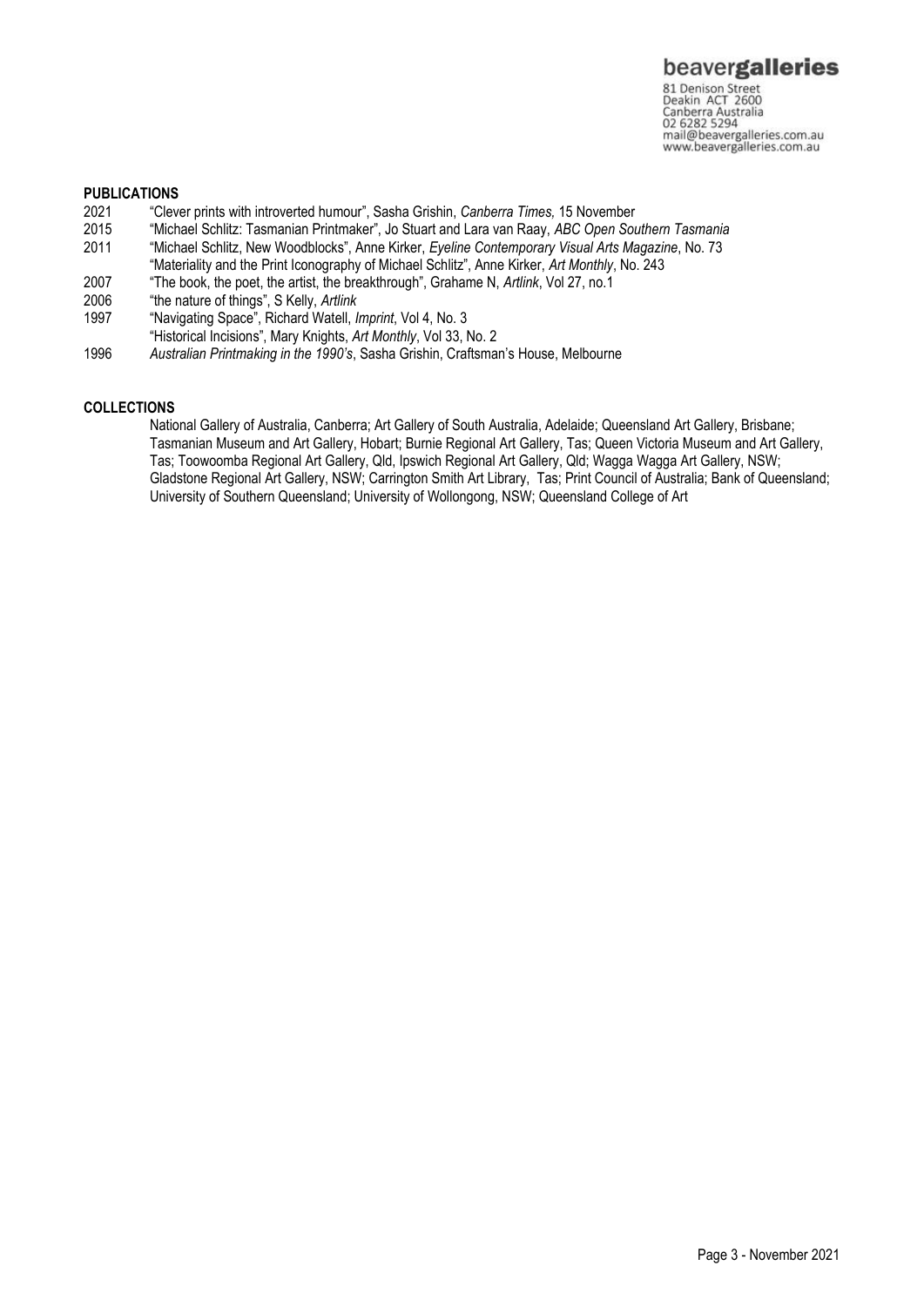## PUBLICATIONS

2021 "Clever prints with introverted humour", Sasha Grishin, *Canberra Times,* 15 November

2015 "Michael Schlitz: Tasmanian Printmaker", Jo Stuart and Lara van Raay, *ABC Open Southern Tasmania*

2011 "Michael Schlitz, New Woodblocks", Anne Kirker, *Eyeline Contemporary Visual Arts Magazine*, No. 73
"Materiality and the Print Iconography of Michael Schlitz", Anne Kirker, *Art Monthly*, No. 243

2007 "The book, the poet, the artist, the breakthrough", Grahame N, *Artlink*, Vol 27, no.1

2006 "the nature of things", S Kelly, *Artlink*

1997 "Navigating Space", Richard Watell, *Imprint*, Vol 4, No. 3
"Historical Incisions", Mary Knights, *Art Monthly*, Vol 33, No. 2

1996 *Australian Printmaking in the 1990's*, Sasha Grishin, Craftsman's House, Melbourne

## COLLECTIONS

National Gallery of Australia, Canberra; Art Gallery of South Australia, Adelaide; Queensland Art Gallery, Brisbane; Tasmanian Museum and Art Gallery, Hobart; Burnie Regional Art Gallery, Tas; Queen Victoria Museum and Art Gallery, Tas; Toowoomba Regional Art Gallery, Qld, Ipswich Regional Art Gallery, Qld; Wagga Wagga Art Gallery, NSW; Gladstone Regional Art Gallery, NSW; Carrington Smith Art Library, Tas; Print Council of Australia; Bank of Queensland; University of Southern Queensland; University of Wollongong, NSW; Queensland College of Art